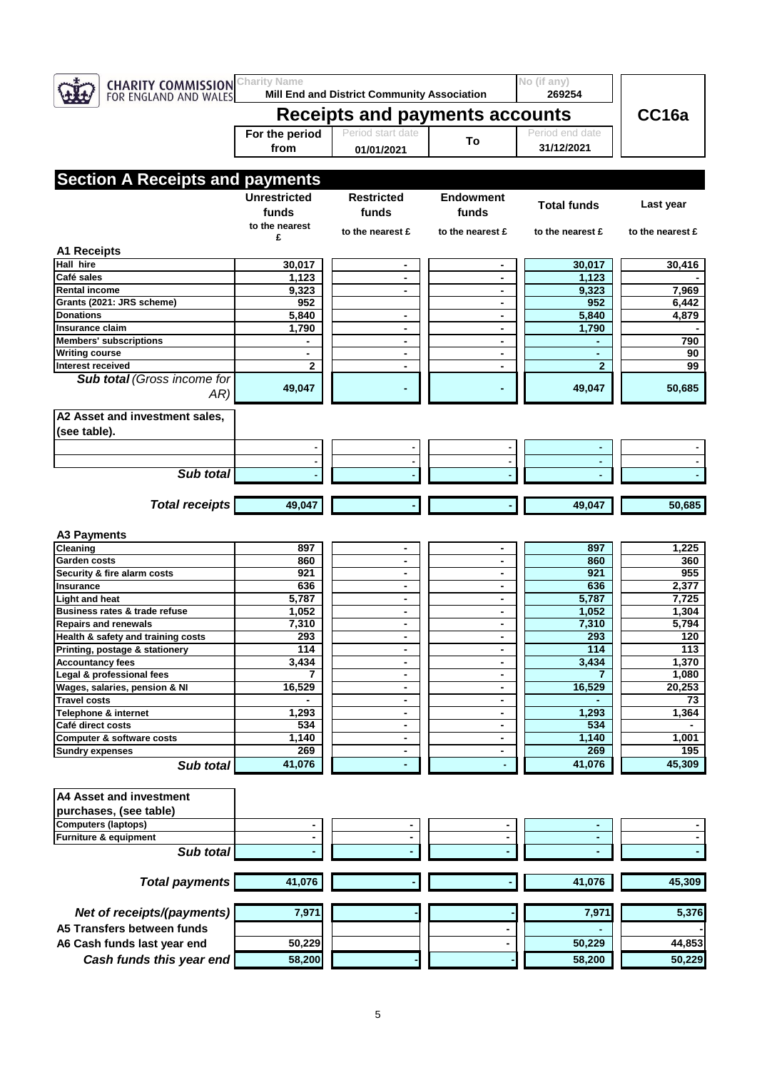CHARITY COMMISSION FOR ENGLAND AND WALES

| Charity Name | No (if any) | |
|---|---|---|
| Mill End and District Community Association | 269254 | |

# Receipts and payments accounts

**CC16a**

| For the period from | Period start date | To | Period end date |
|---|---|---|---|
| | 01/01/2021 | | 31/12/2021 |

## Section A Receipts and payments

| | Unrestricted funds | Restricted funds | Endowment funds | Total funds | Last year |
|---|---|---|---|---|---|
| | to the nearest £ | to the nearest £ | to the nearest £ | to the nearest £ | to the nearest £ |
| **A1 Receipts** | | | | | |
| Hall hire | 30,017 | - | - | 30,017 | 30,416 |
| Café sales | 1,123 | - | - | 1,123 | - |
| Rental income | 9,323 | - | - | 9,323 | 7,969 |
| Grants (2021: JRS scheme) | 952 | | - | 952 | 6,442 |
| Donations | 5,840 | - | - | 5,840 | 4,879 |
| Insurance claim | 1,790 | - | - | 1,790 | - |
| Members' subscriptions | - | - | - | - | 790 |
| Writing course | - | - | - | - | 90 |
| Interest received | 2 | - | - | 2 | 99 |
| ***Sub total** (Gross income for AR)* | 49,047 | - | - | 49,047 | 50,685 |
| **A2 Asset and investment sales, (see table).** | | | | | |
| | - | - | - | - | - |
| | - | - | - | - | - |
| ***Sub total*** | - | - | - | - | - |
| ***Total receipts*** | 49,047 | - | - | 49,047 | 50,685 |
| **A3 Payments** | | | | | |
| Cleaning | 897 | - | - | 897 | 1,225 |
| Garden costs | 860 | - | - | 860 | 360 |
| Security & fire alarm costs | 921 | - | - | 921 | 955 |
| Insurance | 636 | - | - | 636 | 2,377 |
| Light and heat | 5,787 | - | - | 5,787 | 7,725 |
| Business rates & trade refuse | 1,052 | - | - | 1,052 | 1,304 |
| Repairs and renewals | 7,310 | - | - | 7,310 | 5,794 |
| Health & safety and training costs | 293 | - | - | 293 | 120 |
| Printing, postage & stationery | 114 | - | - | 114 | 113 |
| Accountancy fees | 3,434 | - | - | 3,434 | 1,370 |
| Legal & professional fees | 7 | - | - | 7 | 1,080 |
| Wages, salaries, pension & NI | 16,529 | - | - | 16,529 | 20,253 |
| Travel costs | - | - | - | - | 73 |
| Telephone & internet | 1,293 | - | - | 1,293 | 1,364 |
| Café direct costs | 534 | - | - | 534 | - |
| Computer & software costs | 1,140 | - | - | 1,140 | 1,001 |
| Sundry expenses | 269 | - | - | 269 | 195 |
| ***Sub total*** | 41,076 | - | - | 41,076 | 45,309 |
| **A4 Asset and investment purchases, (see table)** | | | | | |
| Computers (laptops) | - | - | - | - | - |
| Furniture & equipment | - | - | - | - | - |
| ***Sub total*** | - | - | - | - | - |
| ***Total payments*** | 41,076 | - | - | 41,076 | 45,309 |
| ***Net of receipts/(payments)*** | 7,971 | - | - | 7,971 | 5,376 |
| **A5 Transfers between funds** | | | - | - | - |
| **A6 Cash funds last year end** | 50,229 | | - | 50,229 | 44,853 |
| ***Cash funds this year end*** | 58,200 | - | - | 58,200 | 50,229 |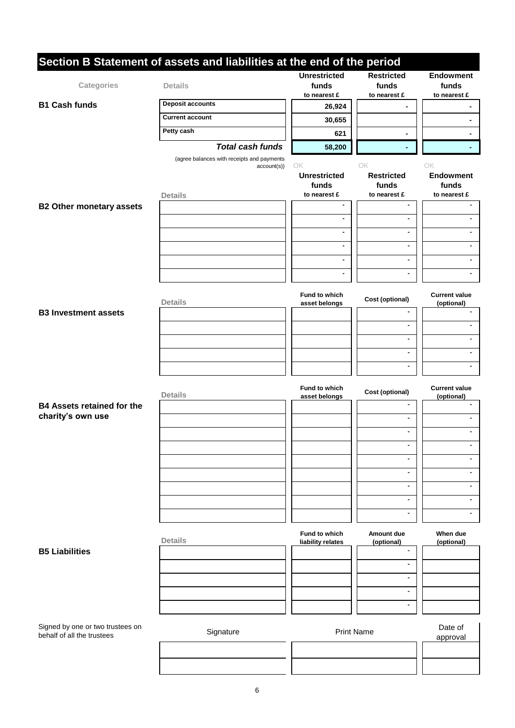# Section B Statement of assets and liabilities at the end of the period

| Categories | Details | Unrestricted funds to nearest £ | Restricted funds to nearest £ | Endowment funds to nearest £ |
|---|---|---|---|---|
| **B1 Cash funds** | **Deposit accounts** | **26,924** | **-** | **-** |
| | **Current account** | **30,655** | | **-** |
| | **Petty cash** | **621** | **-** | **-** |
| | ***Total cash funds*** | **58,200** | **-** | **-** |
| | (agree balances with receipts and payments account(s)) | OK | OK | OK |

| | Details | Unrestricted funds to nearest £ | Restricted funds to nearest £ | Endowment funds to nearest £ |
|---|---|---|---|---|
| **B2 Other monetary assets** | | - | - | - |
| | | - | - | - |
| | | - | - | - |
| | | - | - | - |
| | | - | - | - |
| | | - | - | - |

| | Details | Fund to which asset belongs | Cost (optional) | Current value (optional) |
|---|---|---|---|---|
| **B3 Investment assets** | | | - | - |
| | | | - | - |
| | | | - | - |
| | | | - | - |
| | | | - | - |

| | Details | Fund to which asset belongs | Cost (optional) | Current value (optional) |
|---|---|---|---|---|
| **B4 Assets retained for the charity's own use** | | | - | - |
| | | | - | - |
| | | | - | - |
| | | | - | - |
| | | | - | - |
| | | | - | - |
| | | | - | - |
| | | | - | - |
| | | | - | - |

| | Details | Fund to which liability relates | Amount due (optional) | When due (optional) |
|---|---|---|---|---|
| **B5 Liabilities** | | | - | |
| | | | - | |
| | | | - | |
| | | | - | |
| | | | - | |

| Signed by one or two trustees on behalf of all the trustees | Signature | Print Name | Date of approval |
|---|---|---|---|
| | | | |
| | | | |